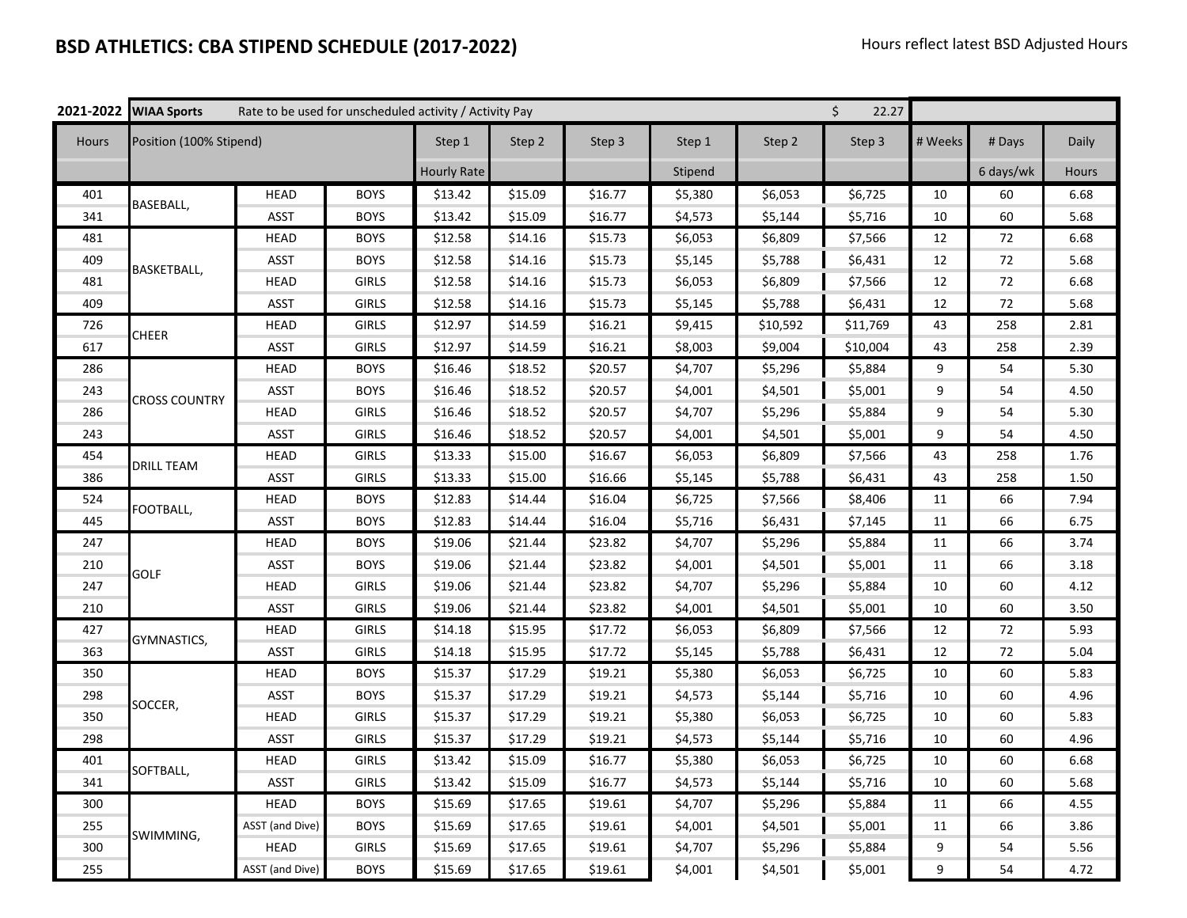## BSD ATHLETICS: CBA STIPEND SCHEDULE (2017-2022)

Hours reflect latest BSD Adjusted Hours

| 2021-2022 | WIAA Sports | Rate to be used for unscheduled activity / Activity Pay | | | | | | | $ 22.27 | | | |
|---|---|---|---|---|---|---|---|---|---|---|---|---|
| Hours | Position (100% Stipend) | | | Step 1 | Step 2 | Step 3 | Step 1 | Step 2 | Step 3 | # Weeks | # Days | Daily |
| | | | | Hourly Rate | | | Stipend | | | | 6 days/wk | Hours |
| 401 | BASEBALL, | HEAD | BOYS | $13.42 | $15.09 | $16.77 | $5,380 | $6,053 | $6,725 | 10 | 60 | 6.68 |
| 341 | | ASST | BOYS | $13.42 | $15.09 | $16.77 | $4,573 | $5,144 | $5,716 | 10 | 60 | 5.68 |
| 481 | BASKETBALL, | HEAD | BOYS | $12.58 | $14.16 | $15.73 | $6,053 | $6,809 | $7,566 | 12 | 72 | 6.68 |
| 409 | | ASST | BOYS | $12.58 | $14.16 | $15.73 | $5,145 | $5,788 | $6,431 | 12 | 72 | 5.68 |
| 481 | | HEAD | GIRLS | $12.58 | $14.16 | $15.73 | $6,053 | $6,809 | $7,566 | 12 | 72 | 6.68 |
| 409 | | ASST | GIRLS | $12.58 | $14.16 | $15.73 | $5,145 | $5,788 | $6,431 | 12 | 72 | 5.68 |
| 726 | CHEER | HEAD | GIRLS | $12.97 | $14.59 | $16.21 | $9,415 | $10,592 | $11,769 | 43 | 258 | 2.81 |
| 617 | | ASST | GIRLS | $12.97 | $14.59 | $16.21 | $8,003 | $9,004 | $10,004 | 43 | 258 | 2.39 |
| 286 | CROSS COUNTRY | HEAD | BOYS | $16.46 | $18.52 | $20.57 | $4,707 | $5,296 | $5,884 | 9 | 54 | 5.30 |
| 243 | | ASST | BOYS | $16.46 | $18.52 | $20.57 | $4,001 | $4,501 | $5,001 | 9 | 54 | 4.50 |
| 286 | | HEAD | GIRLS | $16.46 | $18.52 | $20.57 | $4,707 | $5,296 | $5,884 | 9 | 54 | 5.30 |
| 243 | | ASST | GIRLS | $16.46 | $18.52 | $20.57 | $4,001 | $4,501 | $5,001 | 9 | 54 | 4.50 |
| 454 | DRILL TEAM | HEAD | GIRLS | $13.33 | $15.00 | $16.67 | $6,053 | $6,809 | $7,566 | 43 | 258 | 1.76 |
| 386 | | ASST | GIRLS | $13.33 | $15.00 | $16.66 | $5,145 | $5,788 | $6,431 | 43 | 258 | 1.50 |
| 524 | FOOTBALL, | HEAD | BOYS | $12.83 | $14.44 | $16.04 | $6,725 | $7,566 | $8,406 | 11 | 66 | 7.94 |
| 445 | | ASST | BOYS | $12.83 | $14.44 | $16.04 | $5,716 | $6,431 | $7,145 | 11 | 66 | 6.75 |
| 247 | GOLF | HEAD | BOYS | $19.06 | $21.44 | $23.82 | $4,707 | $5,296 | $5,884 | 11 | 66 | 3.74 |
| 210 | | ASST | BOYS | $19.06 | $21.44 | $23.82 | $4,001 | $4,501 | $5,001 | 11 | 66 | 3.18 |
| 247 | | HEAD | GIRLS | $19.06 | $21.44 | $23.82 | $4,707 | $5,296 | $5,884 | 10 | 60 | 4.12 |
| 210 | | ASST | GIRLS | $19.06 | $21.44 | $23.82 | $4,001 | $4,501 | $5,001 | 10 | 60 | 3.50 |
| 427 | GYMNASTICS, | HEAD | GIRLS | $14.18 | $15.95 | $17.72 | $6,053 | $6,809 | $7,566 | 12 | 72 | 5.93 |
| 363 | | ASST | GIRLS | $14.18 | $15.95 | $17.72 | $5,145 | $5,788 | $6,431 | 12 | 72 | 5.04 |
| 350 | SOCCER, | HEAD | BOYS | $15.37 | $17.29 | $19.21 | $5,380 | $6,053 | $6,725 | 10 | 60 | 5.83 |
| 298 | | ASST | BOYS | $15.37 | $17.29 | $19.21 | $4,573 | $5,144 | $5,716 | 10 | 60 | 4.96 |
| 350 | | HEAD | GIRLS | $15.37 | $17.29 | $19.21 | $5,380 | $6,053 | $6,725 | 10 | 60 | 5.83 |
| 298 | | ASST | GIRLS | $15.37 | $17.29 | $19.21 | $4,573 | $5,144 | $5,716 | 10 | 60 | 4.96 |
| 401 | SOFTBALL, | HEAD | GIRLS | $13.42 | $15.09 | $16.77 | $5,380 | $6,053 | $6,725 | 10 | 60 | 6.68 |
| 341 | | ASST | GIRLS | $13.42 | $15.09 | $16.77 | $4,573 | $5,144 | $5,716 | 10 | 60 | 5.68 |
| 300 | SWIMMING, | HEAD | BOYS | $15.69 | $17.65 | $19.61 | $4,707 | $5,296 | $5,884 | 11 | 66 | 4.55 |
| 255 | | ASST (and Dive) | BOYS | $15.69 | $17.65 | $19.61 | $4,001 | $4,501 | $5,001 | 11 | 66 | 3.86 |
| 300 | | HEAD | GIRLS | $15.69 | $17.65 | $19.61 | $4,707 | $5,296 | $5,884 | 9 | 54 | 5.56 |
| 255 | | ASST (and Dive) | BOYS | $15.69 | $17.65 | $19.61 | $4,001 | $4,501 | $5,001 | 9 | 54 | 4.72 |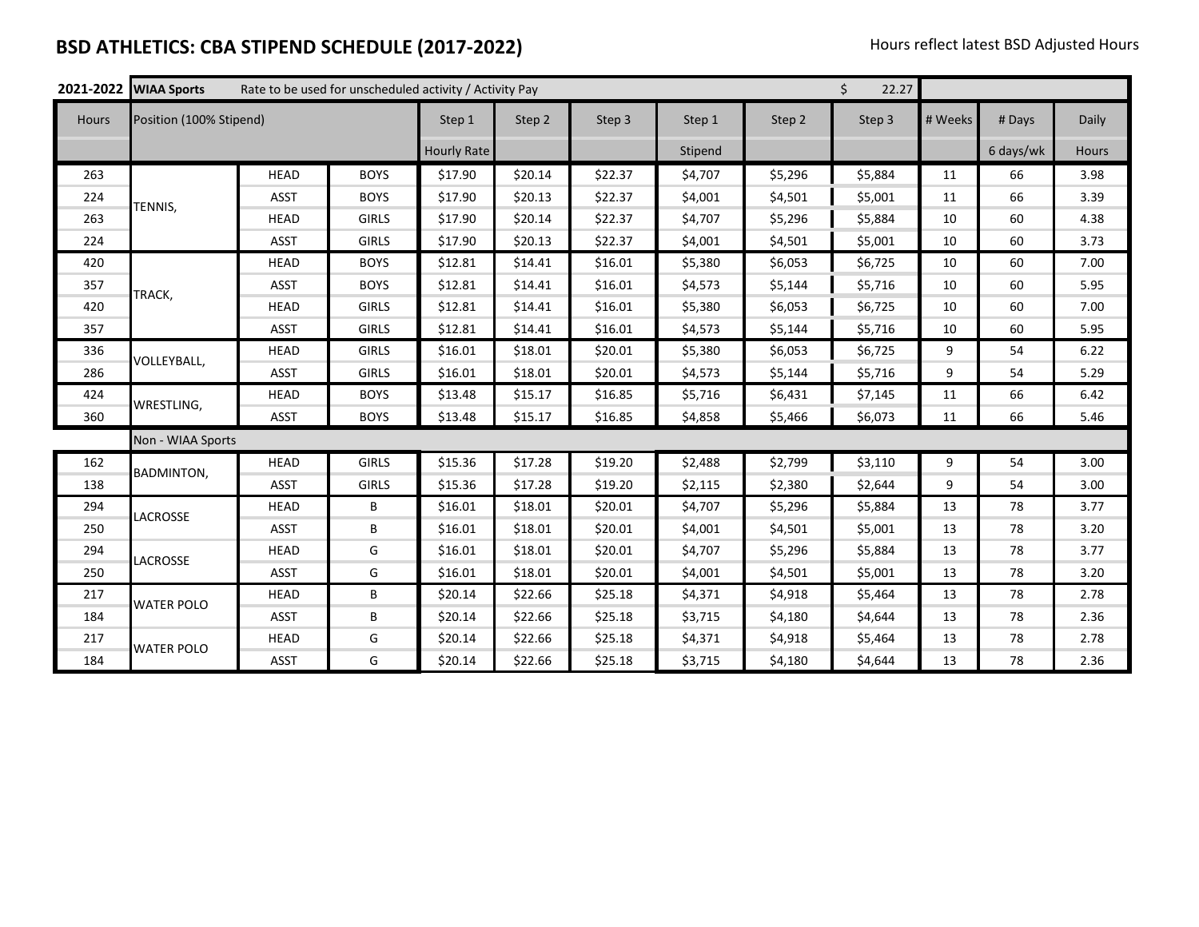# BSD ATHLETICS: CBA STIPEND SCHEDULE (2017-2022)

Hours reflect latest BSD Adjusted Hours

| 2021-2022 | WIAA Sports | Rate to be used for unscheduled activity / Activity Pay | | | | | | | | $ 22.27 | | | |
|---|---|---|---|---|---|---|---|---|---|---|---|---|---|
| Hours | Position (100% Stipend) | | | Step 1 | Step 2 | Step 3 | Step 1 | Step 2 | Step 3 | # Weeks | # Days | Daily |
| | | | | Hourly Rate | | | Stipend | | | | 6 days/wk | Hours |
| 263 | TENNIS, | HEAD | BOYS | $17.90 | $20.14 | $22.37 | $4,707 | $5,296 | $5,884 | 11 | 66 | 3.98 |
| 224 | | ASST | BOYS | $17.90 | $20.13 | $22.37 | $4,001 | $4,501 | $5,001 | 11 | 66 | 3.39 |
| 263 | | HEAD | GIRLS | $17.90 | $20.14 | $22.37 | $4,707 | $5,296 | $5,884 | 10 | 60 | 4.38 |
| 224 | | ASST | GIRLS | $17.90 | $20.13 | $22.37 | $4,001 | $4,501 | $5,001 | 10 | 60 | 3.73 |
| 420 | TRACK, | HEAD | BOYS | $12.81 | $14.41 | $16.01 | $5,380 | $6,053 | $6,725 | 10 | 60 | 7.00 |
| 357 | | ASST | BOYS | $12.81 | $14.41 | $16.01 | $4,573 | $5,144 | $5,716 | 10 | 60 | 5.95 |
| 420 | | HEAD | GIRLS | $12.81 | $14.41 | $16.01 | $5,380 | $6,053 | $6,725 | 10 | 60 | 7.00 |
| 357 | | ASST | GIRLS | $12.81 | $14.41 | $16.01 | $4,573 | $5,144 | $5,716 | 10 | 60 | 5.95 |
| 336 | VOLLEYBALL, | HEAD | GIRLS | $16.01 | $18.01 | $20.01 | $5,380 | $6,053 | $6,725 | 9 | 54 | 6.22 |
| 286 | | ASST | GIRLS | $16.01 | $18.01 | $20.01 | $4,573 | $5,144 | $5,716 | 9 | 54 | 5.29 |
| 424 | WRESTLING, | HEAD | BOYS | $13.48 | $15.17 | $16.85 | $5,716 | $6,431 | $7,145 | 11 | 66 | 6.42 |
| 360 | | ASST | BOYS | $13.48 | $15.17 | $16.85 | $4,858 | $5,466 | $6,073 | 11 | 66 | 5.46 |
| | Non - WIAA Sports | | | | | | | | | | | |
| 162 | BADMINTON, | HEAD | GIRLS | $15.36 | $17.28 | $19.20 | $2,488 | $2,799 | $3,110 | 9 | 54 | 3.00 |
| 138 | | ASST | GIRLS | $15.36 | $17.28 | $19.20 | $2,115 | $2,380 | $2,644 | 9 | 54 | 3.00 |
| 294 | LACROSSE | HEAD | B | $16.01 | $18.01 | $20.01 | $4,707 | $5,296 | $5,884 | 13 | 78 | 3.77 |
| 250 | | ASST | B | $16.01 | $18.01 | $20.01 | $4,001 | $4,501 | $5,001 | 13 | 78 | 3.20 |
| 294 | LACROSSE | HEAD | G | $16.01 | $18.01 | $20.01 | $4,707 | $5,296 | $5,884 | 13 | 78 | 3.77 |
| 250 | | ASST | G | $16.01 | $18.01 | $20.01 | $4,001 | $4,501 | $5,001 | 13 | 78 | 3.20 |
| 217 | WATER POLO | HEAD | B | $20.14 | $22.66 | $25.18 | $4,371 | $4,918 | $5,464 | 13 | 78 | 2.78 |
| 184 | | ASST | B | $20.14 | $22.66 | $25.18 | $3,715 | $4,180 | $4,644 | 13 | 78 | 2.36 |
| 217 | WATER POLO | HEAD | G | $20.14 | $22.66 | $25.18 | $4,371 | $4,918 | $5,464 | 13 | 78 | 2.78 |
| 184 | | ASST | G | $20.14 | $22.66 | $25.18 | $3,715 | $4,180 | $4,644 | 13 | 78 | 2.36 |